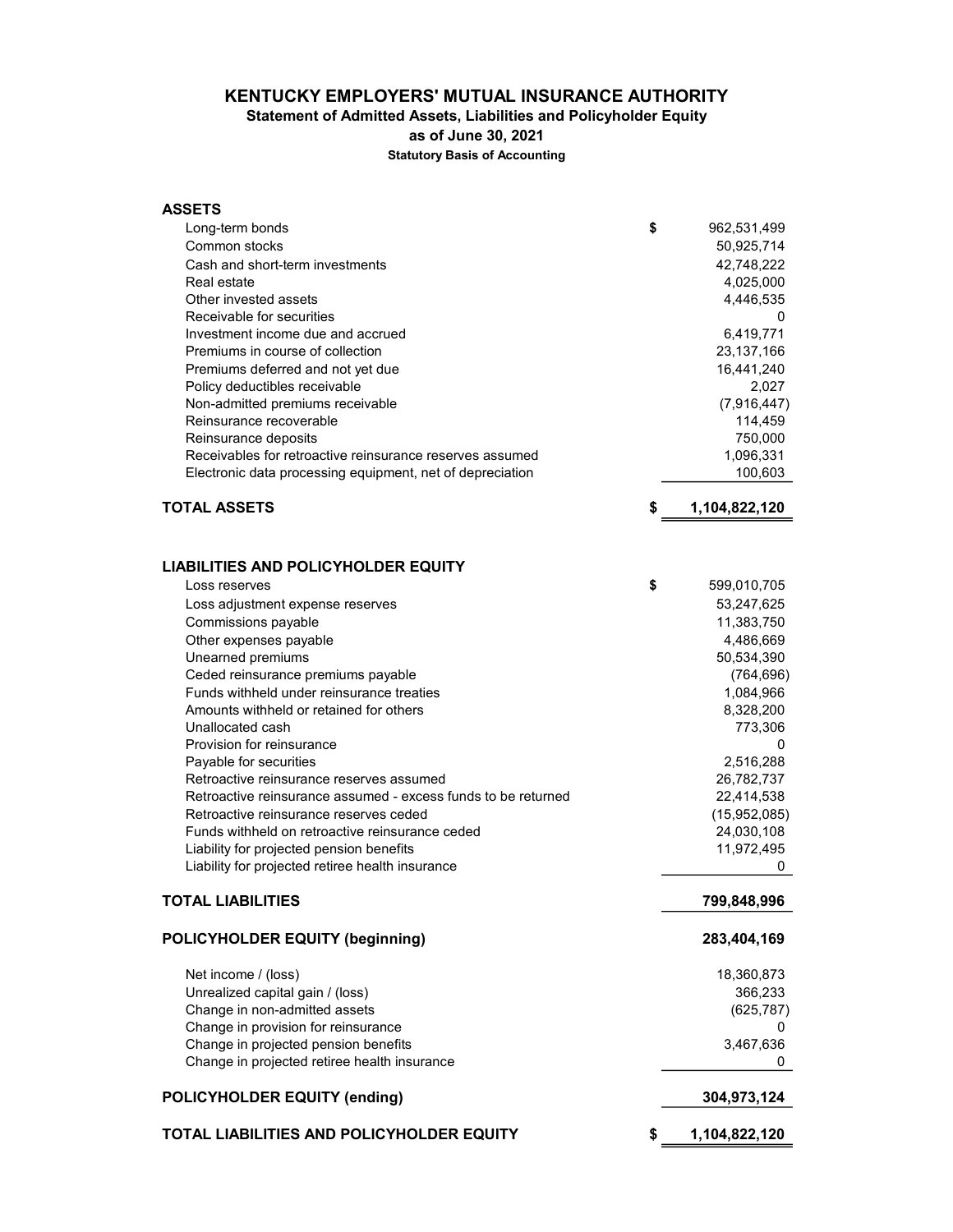# KENTUCKY EMPLOYERS' MUTUAL INSURANCE AUTHORITY

## Statement of Admitted Assets, Liabilities and Policyholder Equity

### as of June 30, 2021

**Statutory Basis of Accounting**

| | | |
|---|---|---|
| **ASSETS** | | |
| Long-term bonds | $ | 962,531,499 |
| Common stocks | | 50,925,714 |
| Cash and short-term investments | | 42,748,222 |
| Real estate | | 4,025,000 |
| Other invested assets | | 4,446,535 |
| Receivable for securities | | 0 |
| Investment income due and accrued | | 6,419,771 |
| Premiums in course of collection | | 23,137,166 |
| Premiums deferred and not yet due | | 16,441,240 |
| Policy deductibles receivable | | 2,027 |
| Non-admitted premiums receivable | | (7,916,447) |
| Reinsurance recoverable | | 114,459 |
| Reinsurance deposits | | 750,000 |
| Receivables for retroactive reinsurance reserves assumed | | 1,096,331 |
| Electronic data processing equipment, net of depreciation | | 100,603 |
| **TOTAL ASSETS** | **$** | **1,104,822,120** |
| | | |
| **LIABILITIES AND POLICYHOLDER EQUITY** | | |
| Loss reserves | $ | 599,010,705 |
| Loss adjustment expense reserves | | 53,247,625 |
| Commissions payable | | 11,383,750 |
| Other expenses payable | | 4,486,669 |
| Unearned premiums | | 50,534,390 |
| Ceded reinsurance premiums payable | | (764,696) |
| Funds withheld under reinsurance treaties | | 1,084,966 |
| Amounts withheld or retained for others | | 8,328,200 |
| Unallocated cash | | 773,306 |
| Provision for reinsurance | | 0 |
| Payable for securities | | 2,516,288 |
| Retroactive reinsurance reserves assumed | | 26,782,737 |
| Retroactive reinsurance assumed - excess funds to be returned | | 22,414,538 |
| Retroactive reinsurance reserves ceded | | (15,952,085) |
| Funds withheld on retroactive reinsurance ceded | | 24,030,108 |
| Liability for projected pension benefits | | 11,972,495 |
| Liability for projected retiree health insurance | | 0 |
| **TOTAL LIABILITIES** | | **799,848,996** |
| | | |
| **POLICYHOLDER EQUITY (beginning)** | | **283,404,169** |
| | | |
| Net income / (loss) | | 18,360,873 |
| Unrealized capital gain / (loss) | | 366,233 |
| Change in non-admitted assets | | (625,787) |
| Change in provision for reinsurance | | 0 |
| Change in projected pension benefits | | 3,467,636 |
| Change in projected retiree health insurance | | 0 |
| **POLICYHOLDER EQUITY (ending)** | | **304,973,124** |
| | | |
| **TOTAL LIABILITIES AND POLICYHOLDER EQUITY** | **$** | **1,104,822,120** |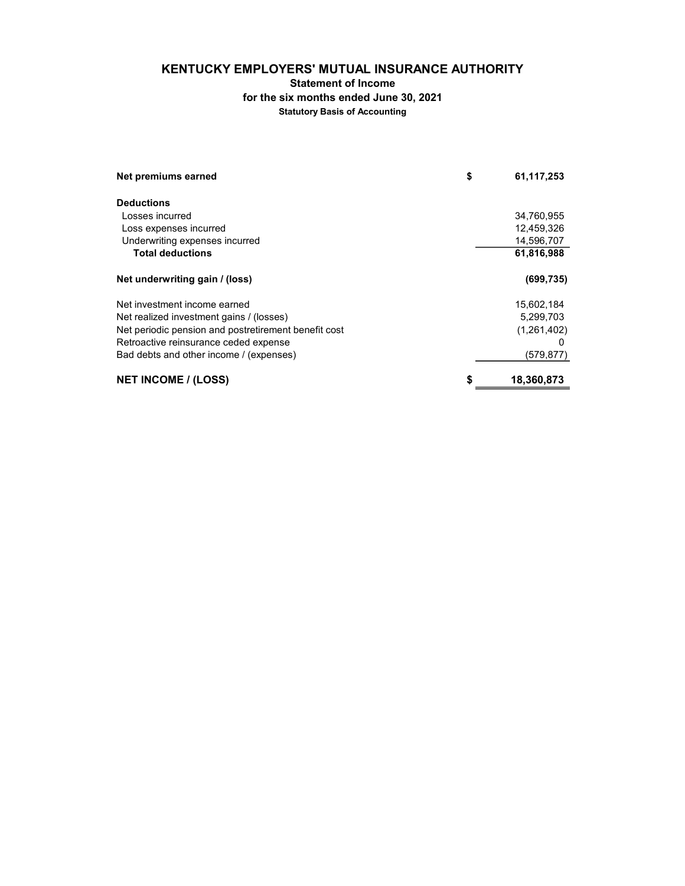# KENTUCKY EMPLOYERS' MUTUAL INSURANCE AUTHORITY

## Statement of Income

### for the six months ended June 30, 2021

**Statutory Basis of Accounting**

| | | |
|---|---|---|
| **Net premiums earned** | **$** | **61,117,253** |
| **Deductions** | | |
| Losses incurred | | 34,760,955 |
| Loss expenses incurred | | 12,459,326 |
| Underwriting expenses incurred | | 14,596,707 |
| **Total deductions** | | **61,816,988** |
| **Net underwriting gain / (loss)** | | **(699,735)** |
| Net investment income earned | | 15,602,184 |
| Net realized investment gains / (losses) | | 5,299,703 |
| Net periodic pension and postretirement benefit cost | | (1,261,402) |
| Retroactive reinsurance ceded expense | | 0 |
| Bad debts and other income / (expenses) | | (579,877) |
| **NET INCOME / (LOSS)** | **$** | **18,360,873** |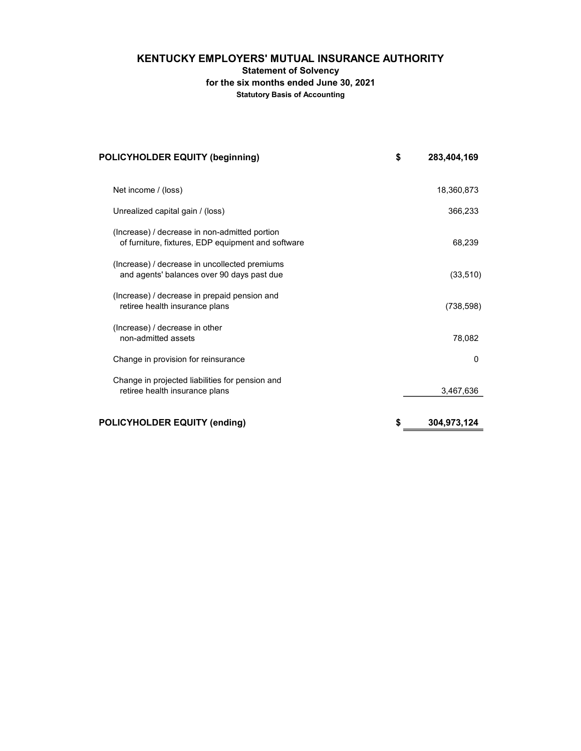# KENTUCKY EMPLOYERS' MUTUAL INSURANCE AUTHORITY

## Statement of Solvency

### for the six months ended June 30, 2021

**Statutory Basis of Accounting**

| | | |
|---|---|---|
| **POLICYHOLDER EQUITY (beginning)** | $ | **283,404,169** |
| Net income / (loss) | | 18,360,873 |
| Unrealized capital gain / (loss) | | 366,233 |
| (Increase) / decrease in non-admitted portion of furniture, fixtures, EDP equipment and software | | 68,239 |
| (Increase) / decrease in uncollected premiums and agents' balances over 90 days past due | | (33,510) |
| (Increase) / decrease in prepaid pension and retiree health insurance plans | | (738,598) |
| (Increase) / decrease in other non-admitted assets | | 78,082 |
| Change in provision for reinsurance | | 0 |
| Change in projected liabilities for pension and retiree health insurance plans | | 3,467,636 |
| **POLICYHOLDER EQUITY (ending)** | $ | **304,973,124** |